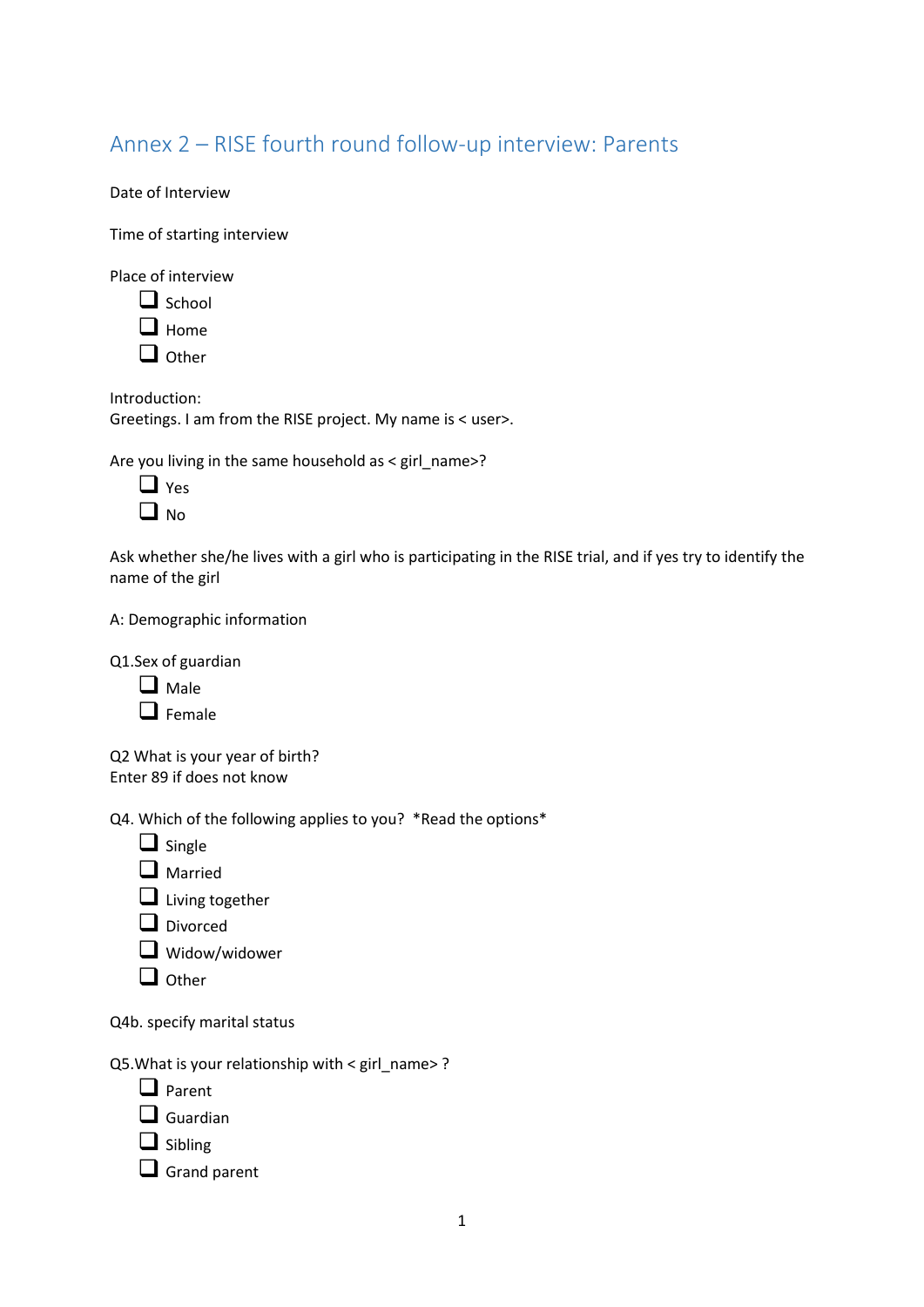# Annex 2 – RISE fourth round follow-up interview: Parents

Date of Interview

Time of starting interview

Place of interview

- ☐ School
- ☐ Home
- ☐ Other

Introduction:
Greetings. I am from the RISE project. My name is < user>.

Are you living in the same household as < girl_name>?

- ☐ Yes
- ☐ No

Ask whether she/he lives with a girl who is participating in the RISE trial, and if yes try to identify the name of the girl

A: Demographic information

Q1.Sex of guardian

- ☐ Male
- ☐ Female

Q2 What is your year of birth?
Enter 89 if does not know

Q4. Which of the following applies to you? *Read the options*

- ☐ Single
- ☐ Married
- ☐ Living together
- ☐ Divorced
- ☐ Widow/widower
- ☐ Other

Q4b. specify marital status

Q5.What is your relationship with < girl_name> ?

- ☐ Parent
- ☐ Guardian
- ☐ Sibling
- ☐ Grand parent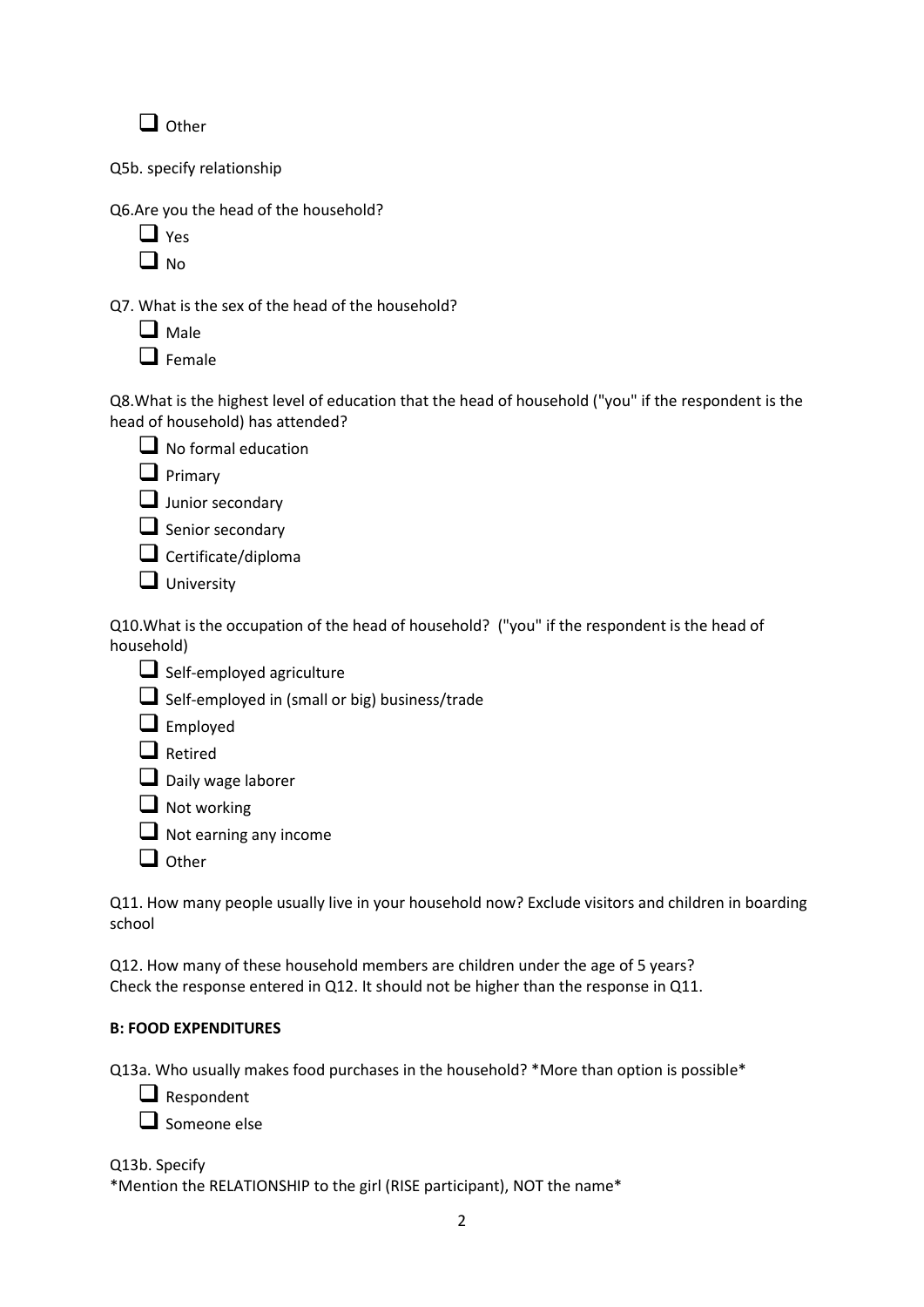- [ ] Other

Q5b. specify relationship

Q6.Are you the head of the household?

- [ ] Yes
- [ ] No

Q7. What is the sex of the head of the household?

- [ ] Male
- [ ] Female

Q8.What is the highest level of education that the head of household ("you" if the respondent is the head of household) has attended?

- [ ] No formal education
- [ ] Primary
- [ ] Junior secondary
- [ ] Senior secondary
- [ ] Certificate/diploma
- [ ] University

Q10.What is the occupation of the head of household? ("you" if the respondent is the head of household)

- [ ] Self-employed agriculture
- [ ] Self-employed in (small or big) business/trade
- [ ] Employed
- [ ] Retired
- [ ] Daily wage laborer
- [ ] Not working
- [ ] Not earning any income
- [ ] Other

Q11. How many people usually live in your household now? Exclude visitors and children in boarding school

Q12. How many of these household members are children under the age of 5 years?
Check the response entered in Q12. It should not be higher than the response in Q11.

**B: FOOD EXPENDITURES**

Q13a. Who usually makes food purchases in the household? *More than option is possible*

- [ ] Respondent
- [ ] Someone else

Q13b. Specify
*Mention the RELATIONSHIP to the girl (RISE participant), NOT the name*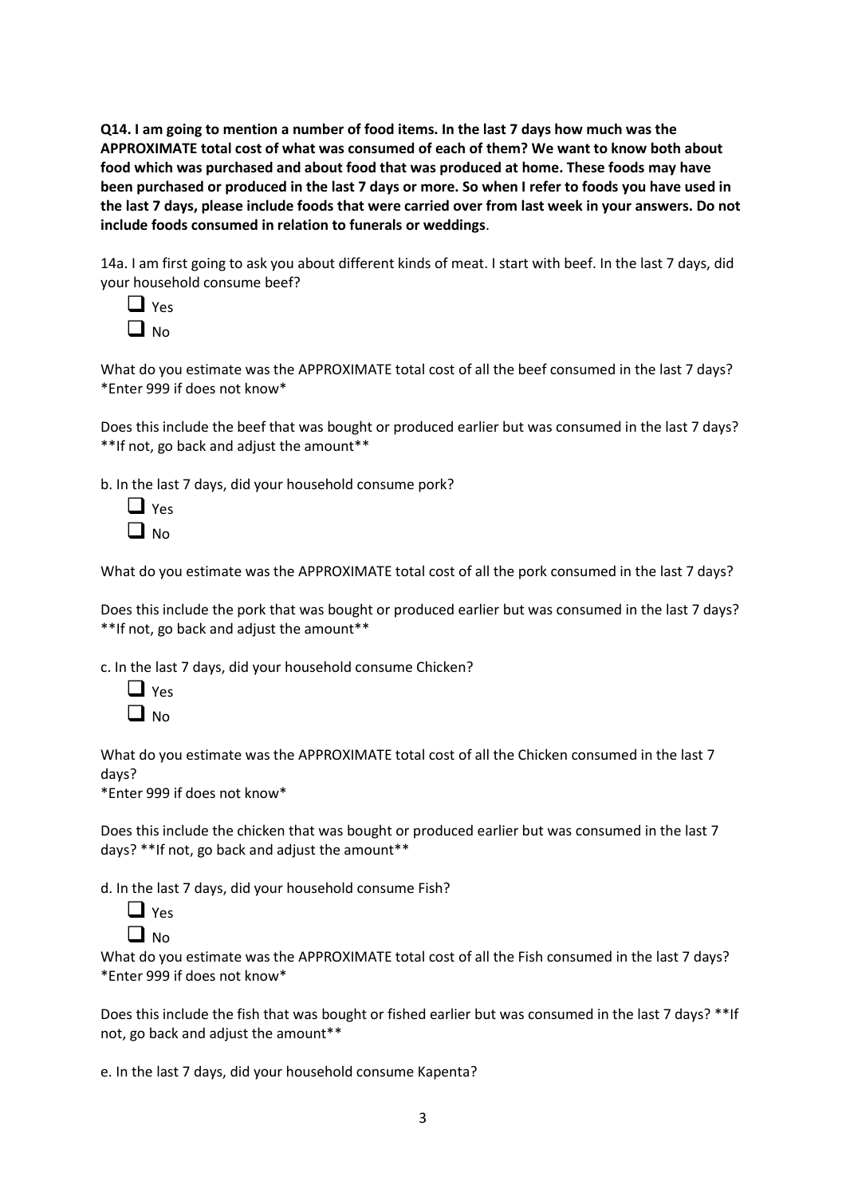**Q14. I am going to mention a number of food items. In the last 7 days how much was the APPROXIMATE total cost of what was consumed of each of them? We want to know both about food which was purchased and about food that was produced at home. These foods may have been purchased or produced in the last 7 days or more. So when I refer to foods you have used in the last 7 days, please include foods that were carried over from last week in your answers. Do not include foods consumed in relation to funerals or weddings**.

14a. I am first going to ask you about different kinds of meat. I start with beef. In the last 7 days, did your household consume beef?

- ☐ Yes
- ☐ No

What do you estimate was the APPROXIMATE total cost of all the beef consumed in the last 7 days? *Enter 999 if does not know*

Does this include the beef that was bought or produced earlier but was consumed in the last 7 days? **If not, go back and adjust the amount**

b. In the last 7 days, did your household consume pork?

- ☐ Yes
- ☐ No

What do you estimate was the APPROXIMATE total cost of all the pork consumed in the last 7 days?

Does this include the pork that was bought or produced earlier but was consumed in the last 7 days? **If not, go back and adjust the amount**

c. In the last 7 days, did your household consume Chicken?

- ☐ Yes
- ☐ No

What do you estimate was the APPROXIMATE total cost of all the Chicken consumed in the last 7 days?
*Enter 999 if does not know*

Does this include the chicken that was bought or produced earlier but was consumed in the last 7 days? **If not, go back and adjust the amount**

d. In the last 7 days, did your household consume Fish?

- ☐ Yes
- ☐ No

What do you estimate was the APPROXIMATE total cost of all the Fish consumed in the last 7 days? *Enter 999 if does not know*

Does this include the fish that was bought or fished earlier but was consumed in the last 7 days? **If not, go back and adjust the amount**

e. In the last 7 days, did your household consume Kapenta?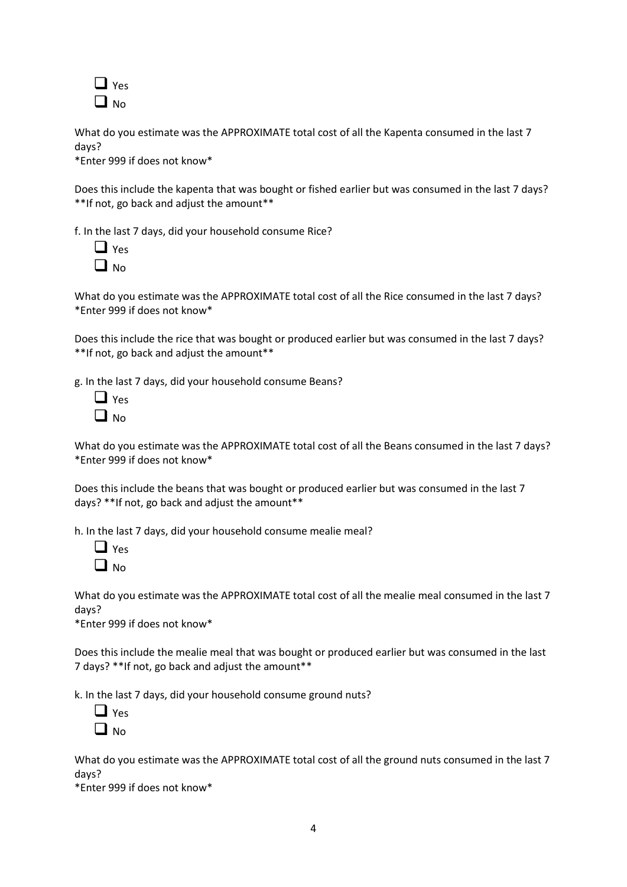- ☐ Yes
- ☐ No

What do you estimate was the APPROXIMATE total cost of all the Kapenta consumed in the last 7 days?
*Enter 999 if does not know*

Does this include the kapenta that was bought or fished earlier but was consumed in the last 7 days? **If not, go back and adjust the amount**

f. In the last 7 days, did your household consume Rice?

- ☐ Yes
- ☐ No

What do you estimate was the APPROXIMATE total cost of all the Rice consumed in the last 7 days?
*Enter 999 if does not know*

Does this include the rice that was bought or produced earlier but was consumed in the last 7 days? **If not, go back and adjust the amount**

g. In the last 7 days, did your household consume Beans?

- ☐ Yes
- ☐ No

What do you estimate was the APPROXIMATE total cost of all the Beans consumed in the last 7 days?
*Enter 999 if does not know*

Does this include the beans that was bought or produced earlier but was consumed in the last 7 days? **If not, go back and adjust the amount**

h. In the last 7 days, did your household consume mealie meal?

- ☐ Yes
- ☐ No

What do you estimate was the APPROXIMATE total cost of all the mealie meal consumed in the last 7 days?
*Enter 999 if does not know*

Does this include the mealie meal that was bought or produced earlier but was consumed in the last 7 days? **If not, go back and adjust the amount**

k. In the last 7 days, did your household consume ground nuts?

- ☐ Yes
- ☐ No

What do you estimate was the APPROXIMATE total cost of all the ground nuts consumed in the last 7 days?
*Enter 999 if does not know*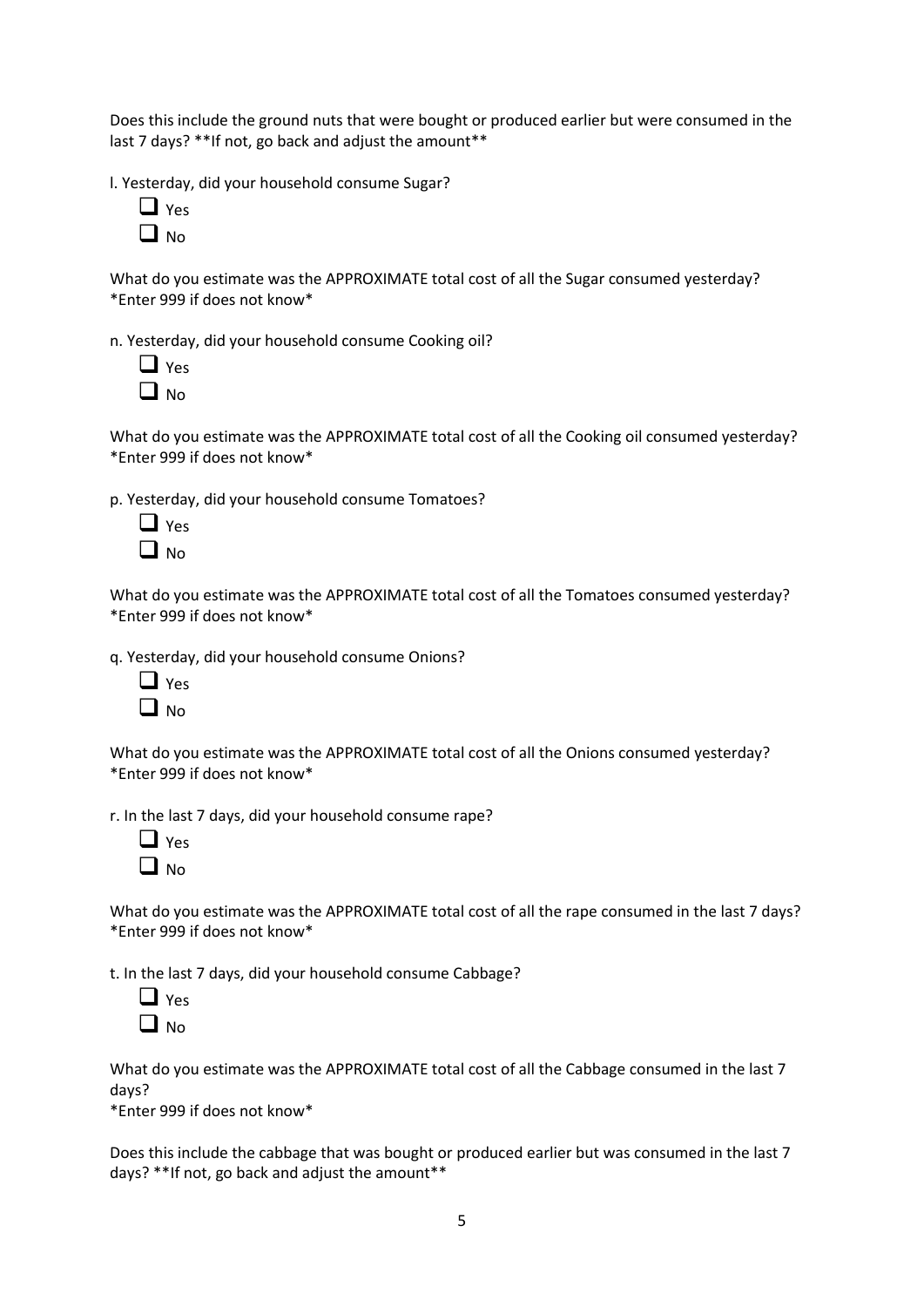Does this include the ground nuts that were bought or produced earlier but were consumed in the last 7 days? **If not, go back and adjust the amount**

l. Yesterday, did your household consume Sugar?

- ☐ Yes
- ☐ No

What do you estimate was the APPROXIMATE total cost of all the Sugar consumed yesterday? *Enter 999 if does not know*

n. Yesterday, did your household consume Cooking oil?

- ☐ Yes
- ☐ No

What do you estimate was the APPROXIMATE total cost of all the Cooking oil consumed yesterday? *Enter 999 if does not know*

p. Yesterday, did your household consume Tomatoes?

- ☐ Yes
- ☐ No

What do you estimate was the APPROXIMATE total cost of all the Tomatoes consumed yesterday? *Enter 999 if does not know*

q. Yesterday, did your household consume Onions?

- ☐ Yes
- ☐ No

What do you estimate was the APPROXIMATE total cost of all the Onions consumed yesterday? *Enter 999 if does not know*

r. In the last 7 days, did your household consume rape?

- ☐ Yes
- ☐ No

What do you estimate was the APPROXIMATE total cost of all the rape consumed in the last 7 days? *Enter 999 if does not know*

t. In the last 7 days, did your household consume Cabbage?

- ☐ Yes
- ☐ No

What do you estimate was the APPROXIMATE total cost of all the Cabbage consumed in the last 7 days?
*Enter 999 if does not know*

Does this include the cabbage that was bought or produced earlier but was consumed in the last 7 days? **If not, go back and adjust the amount**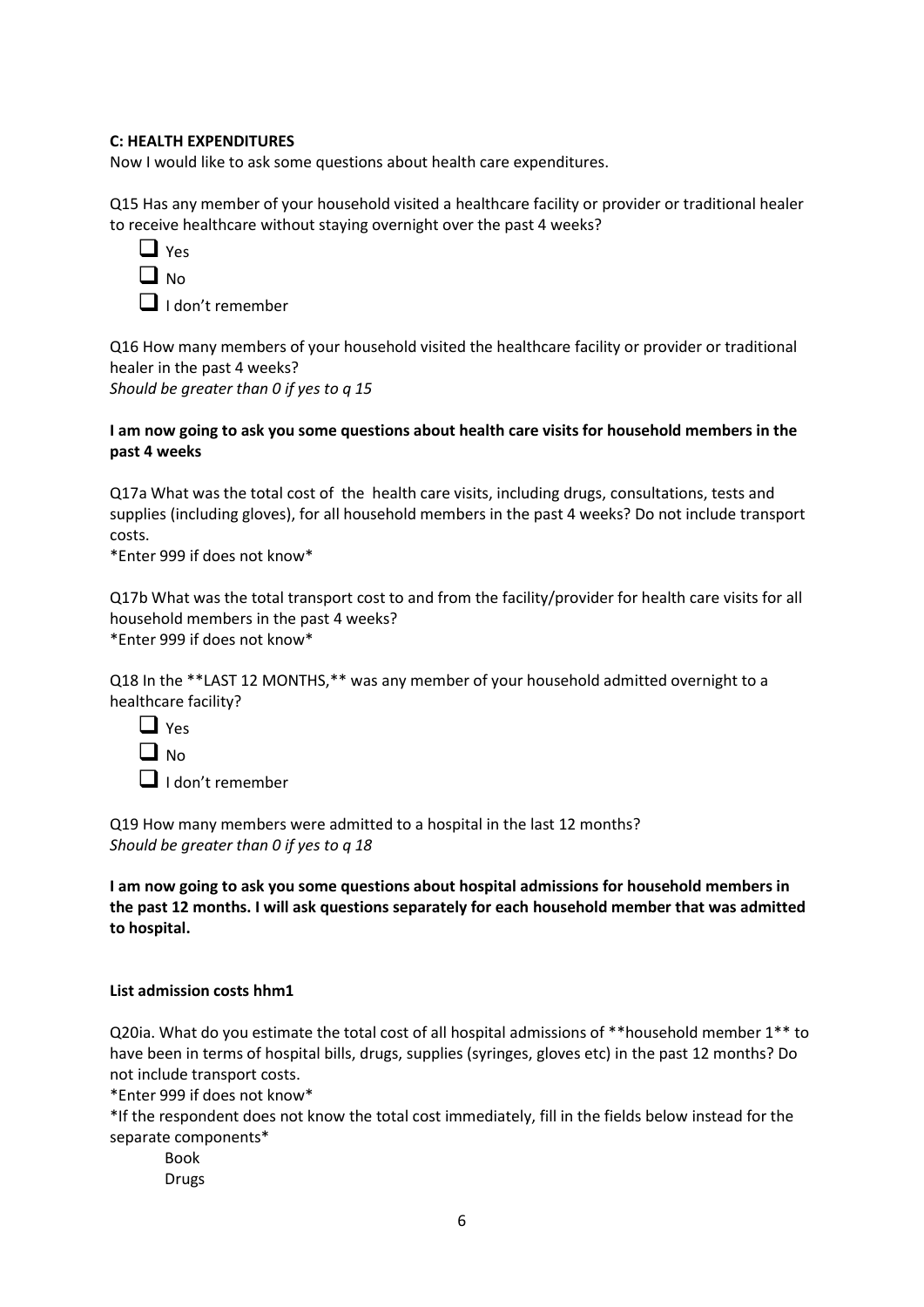**C: HEALTH EXPENDITURES**

Now I would like to ask some questions about health care expenditures.

Q15 Has any member of your household visited a healthcare facility or provider or traditional healer to receive healthcare without staying overnight over the past 4 weeks?

- ❑ Yes
- ❑ No
- ❑ I don't remember

Q16 How many members of your household visited the healthcare facility or provider or traditional healer in the past 4 weeks?
*Should be greater than 0 if yes to q 15*

**I am now going to ask you some questions about health care visits for household members in the past 4 weeks**

Q17a What was the total cost of the health care visits, including drugs, consultations, tests and supplies (including gloves), for all household members in the past 4 weeks? Do not include transport costs.
*Enter 999 if does not know*

Q17b What was the total transport cost to and from the facility/provider for health care visits for all household members in the past 4 weeks?
*Enter 999 if does not know*

Q18 In the **LAST 12 MONTHS,** was any member of your household admitted overnight to a healthcare facility?

- ❑ Yes
- ❑ No
- ❑ I don't remember

Q19 How many members were admitted to a hospital in the last 12 months?
*Should be greater than 0 if yes to q 18*

**I am now going to ask you some questions about hospital admissions for household members in the past 12 months. I will ask questions separately for each household member that was admitted to hospital.**

**List admission costs hhm1**

Q20ia. What do you estimate the total cost of all hospital admissions of **household member 1** to have been in terms of hospital bills, drugs, supplies (syringes, gloves etc) in the past 12 months? Do not include transport costs.
*Enter 999 if does not know*
*If the respondent does not know the total cost immediately, fill in the fields below instead for the separate components*

Book
Drugs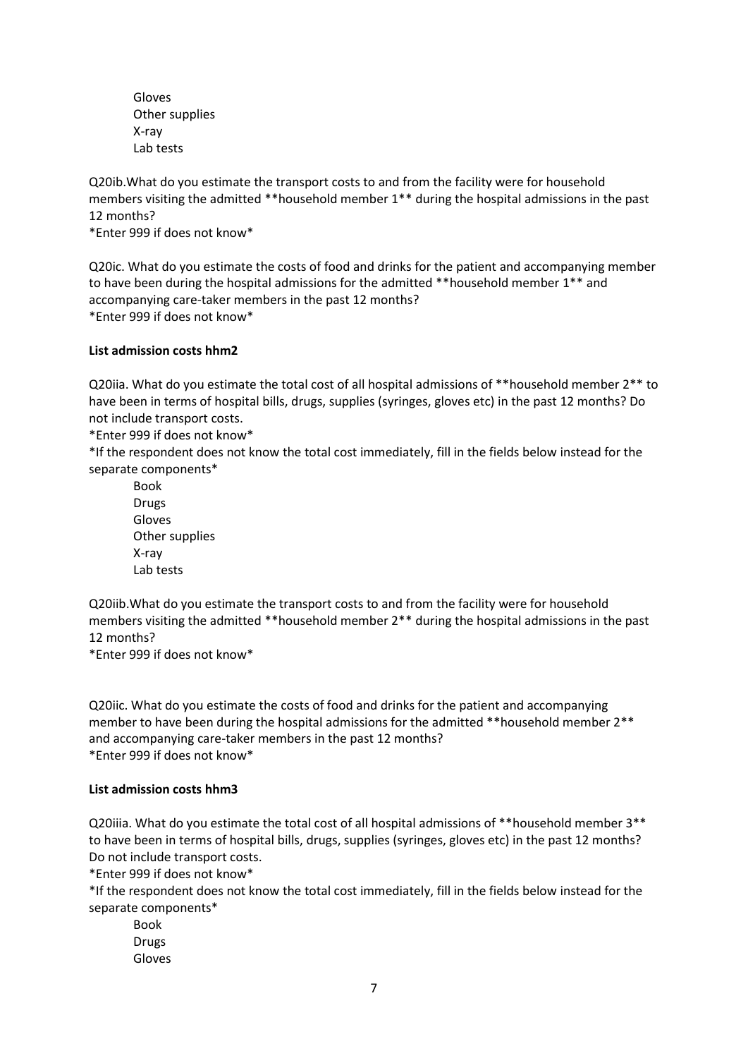Gloves
Other supplies
X-ray
Lab tests

Q20ib.What do you estimate the transport costs to and from the facility were for household members visiting the admitted **household member 1** during the hospital admissions in the past 12 months?
*Enter 999 if does not know*

Q20ic. What do you estimate the costs of food and drinks for the patient and accompanying member to have been during the hospital admissions for the admitted **household member 1** and accompanying care-taker members in the past 12 months?
*Enter 999 if does not know*

**List admission costs hhm2**

Q20iia. What do you estimate the total cost of all hospital admissions of **household member 2** to have been in terms of hospital bills, drugs, supplies (syringes, gloves etc) in the past 12 months? Do not include transport costs.
*Enter 999 if does not know*
*If the respondent does not know the total cost immediately, fill in the fields below instead for the separate components*

Book
Drugs
Gloves
Other supplies
X-ray
Lab tests

Q20iib.What do you estimate the transport costs to and from the facility were for household members visiting the admitted **household member 2** during the hospital admissions in the past 12 months?
*Enter 999 if does not know*

Q20iic. What do you estimate the costs of food and drinks for the patient and accompanying member to have been during the hospital admissions for the admitted **household member 2** and accompanying care-taker members in the past 12 months?
*Enter 999 if does not know*

**List admission costs hhm3**

Q20iiia. What do you estimate the total cost of all hospital admissions of **household member 3** to have been in terms of hospital bills, drugs, supplies (syringes, gloves etc) in the past 12 months? Do not include transport costs.
*Enter 999 if does not know*
*If the respondent does not know the total cost immediately, fill in the fields below instead for the separate components*

Book
Drugs
Gloves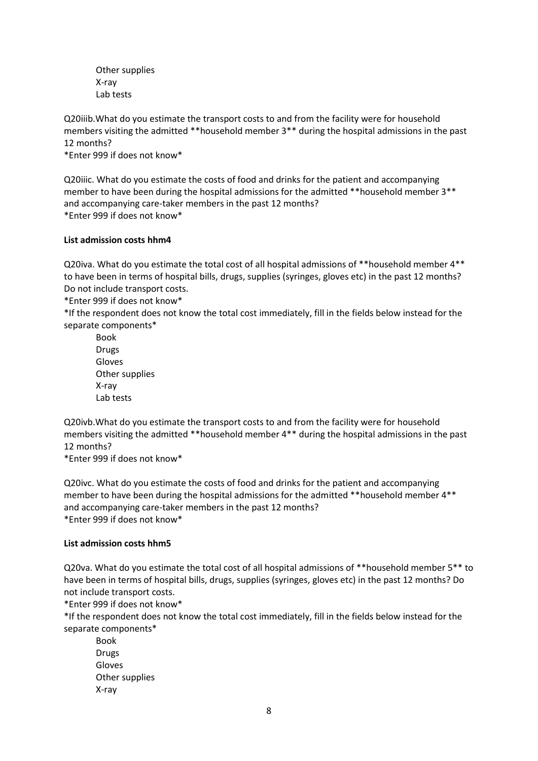Other supplies
X-ray
Lab tests

Q20iiib.What do you estimate the transport costs to and from the facility were for household members visiting the admitted **household member 3** during the hospital admissions in the past 12 months?
*Enter 999 if does not know*

Q20iiic. What do you estimate the costs of food and drinks for the patient and accompanying member to have been during the hospital admissions for the admitted **household member 3** and accompanying care-taker members in the past 12 months?
*Enter 999 if does not know*

**List admission costs hhm4**

Q20iva. What do you estimate the total cost of all hospital admissions of **household member 4** to have been in terms of hospital bills, drugs, supplies (syringes, gloves etc) in the past 12 months? Do not include transport costs.
*Enter 999 if does not know*
*If the respondent does not know the total cost immediately, fill in the fields below instead for the separate components*

Book
Drugs
Gloves
Other supplies
X-ray
Lab tests

Q20ivb.What do you estimate the transport costs to and from the facility were for household members visiting the admitted **household member 4** during the hospital admissions in the past 12 months?
*Enter 999 if does not know*

Q20ivc. What do you estimate the costs of food and drinks for the patient and accompanying member to have been during the hospital admissions for the admitted **household member 4** and accompanying care-taker members in the past 12 months?
*Enter 999 if does not know*

**List admission costs hhm5**

Q20va. What do you estimate the total cost of all hospital admissions of **household member 5** to have been in terms of hospital bills, drugs, supplies (syringes, gloves etc) in the past 12 months? Do not include transport costs.
*Enter 999 if does not know*
*If the respondent does not know the total cost immediately, fill in the fields below instead for the separate components*

Book
Drugs
Gloves
Other supplies
X-ray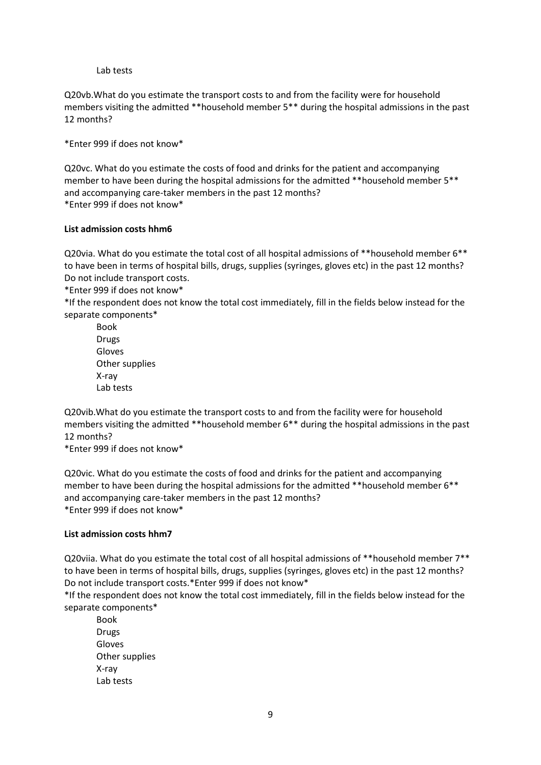Lab tests

Q20vb.What do you estimate the transport costs to and from the facility were for household members visiting the admitted **household member 5** during the hospital admissions in the past 12 months?

*Enter 999 if does not know*

Q20vc. What do you estimate the costs of food and drinks for the patient and accompanying member to have been during the hospital admissions for the admitted **household member 5** and accompanying care-taker members in the past 12 months?
*Enter 999 if does not know*

**List admission costs hhm6**

Q20via. What do you estimate the total cost of all hospital admissions of **household member 6** to have been in terms of hospital bills, drugs, supplies (syringes, gloves etc) in the past 12 months? Do not include transport costs.
*Enter 999 if does not know*
*If the respondent does not know the total cost immediately, fill in the fields below instead for the separate components*

Book
Drugs
Gloves
Other supplies
X-ray
Lab tests

Q20vib.What do you estimate the transport costs to and from the facility were for household members visiting the admitted **household member 6** during the hospital admissions in the past 12 months?
*Enter 999 if does not know*

Q20vic. What do you estimate the costs of food and drinks for the patient and accompanying member to have been during the hospital admissions for the admitted **household member 6** and accompanying care-taker members in the past 12 months?
*Enter 999 if does not know*

**List admission costs hhm7**

Q20viia. What do you estimate the total cost of all hospital admissions of **household member 7** to have been in terms of hospital bills, drugs, supplies (syringes, gloves etc) in the past 12 months? Do not include transport costs.*Enter 999 if does not know*
*If the respondent does not know the total cost immediately, fill in the fields below instead for the separate components*

Book
Drugs
Gloves
Other supplies
X-ray
Lab tests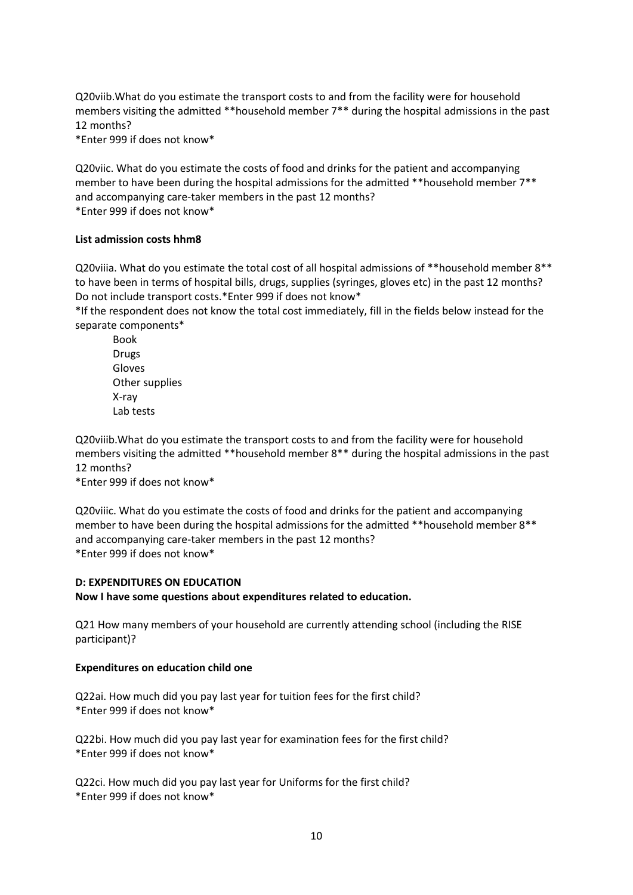Q20viib.What do you estimate the transport costs to and from the facility were for household members visiting the admitted **household member 7** during the hospital admissions in the past 12 months?
*Enter 999 if does not know*

Q20viic. What do you estimate the costs of food and drinks for the patient and accompanying member to have been during the hospital admissions for the admitted **household member 7** and accompanying care-taker members in the past 12 months?
*Enter 999 if does not know*

**List admission costs hhm8**

Q20viiia. What do you estimate the total cost of all hospital admissions of **household member 8** to have been in terms of hospital bills, drugs, supplies (syringes, gloves etc) in the past 12 months? Do not include transport costs.*Enter 999 if does not know*
*If the respondent does not know the total cost immediately, fill in the fields below instead for the separate components*

- Book
- Drugs
- Gloves
- Other supplies
- X-ray
- Lab tests

Q20viiib.What do you estimate the transport costs to and from the facility were for household members visiting the admitted **household member 8** during the hospital admissions in the past 12 months?
*Enter 999 if does not know*

Q20viiic. What do you estimate the costs of food and drinks for the patient and accompanying member to have been during the hospital admissions for the admitted **household member 8** and accompanying care-taker members in the past 12 months?
*Enter 999 if does not know*

**D: EXPENDITURES ON EDUCATION**
**Now I have some questions about expenditures related to education.**

Q21 How many members of your household are currently attending school (including the RISE participant)?

**Expenditures on education child one**

Q22ai. How much did you pay last year for tuition fees for the first child?
*Enter 999 if does not know*

Q22bi. How much did you pay last year for examination fees for the first child?
*Enter 999 if does not know*

Q22ci. How much did you pay last year for Uniforms for the first child?
*Enter 999 if does not know*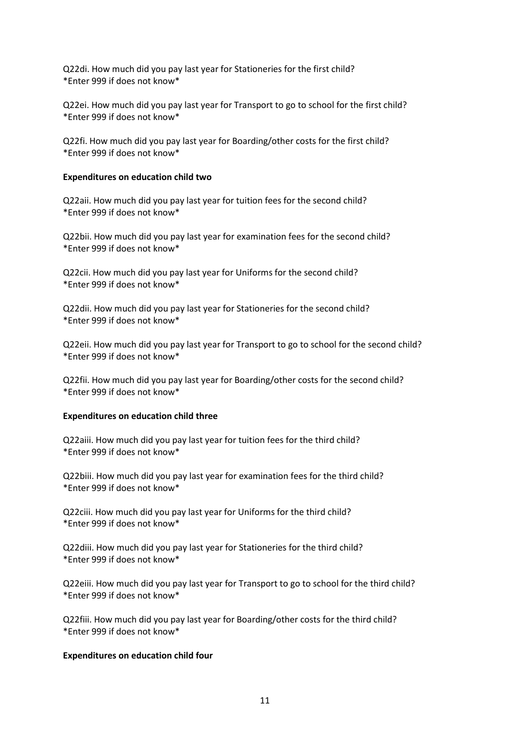Q22di. How much did you pay last year for Stationeries for the first child?
*Enter 999 if does not know*

Q22ei. How much did you pay last year for Transport to go to school for the first child?
*Enter 999 if does not know*

Q22fi. How much did you pay last year for Boarding/other costs for the first child?
*Enter 999 if does not know*

**Expenditures on education child two**

Q22aii. How much did you pay last year for tuition fees for the second child?
*Enter 999 if does not know*

Q22bii. How much did you pay last year for examination fees for the second child?
*Enter 999 if does not know*

Q22cii. How much did you pay last year for Uniforms for the second child?
*Enter 999 if does not know*

Q22dii. How much did you pay last year for Stationeries for the second child?
*Enter 999 if does not know*

Q22eii. How much did you pay last year for Transport to go to school for the second child?
*Enter 999 if does not know*

Q22fii. How much did you pay last year for Boarding/other costs for the second child?
*Enter 999 if does not know*

**Expenditures on education child three**

Q22aiii. How much did you pay last year for tuition fees for the third child?
*Enter 999 if does not know*

Q22biii. How much did you pay last year for examination fees for the third child?
*Enter 999 if does not know*

Q22ciii. How much did you pay last year for Uniforms for the third child?
*Enter 999 if does not know*

Q22diii. How much did you pay last year for Stationeries for the third child?
*Enter 999 if does not know*

Q22eiii. How much did you pay last year for Transport to go to school for the third child?
*Enter 999 if does not know*

Q22fiii. How much did you pay last year for Boarding/other costs for the third child?
*Enter 999 if does not know*

**Expenditures on education child four**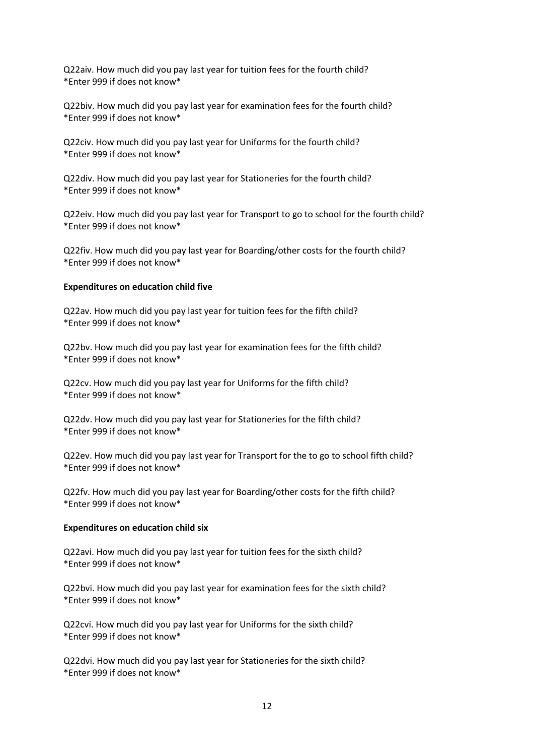Q22aiv. How much did you pay last year for tuition fees for the fourth child?
*Enter 999 if does not know*

Q22biv. How much did you pay last year for examination fees for the fourth child?
*Enter 999 if does not know*

Q22civ. How much did you pay last year for Uniforms for the fourth child?
*Enter 999 if does not know*

Q22div. How much did you pay last year for Stationeries for the fourth child?
*Enter 999 if does not know*

Q22eiv. How much did you pay last year for Transport to go to school for the fourth child?
*Enter 999 if does not know*

Q22fiv. How much did you pay last year for Boarding/other costs for the fourth child?
*Enter 999 if does not know*

**Expenditures on education child five**

Q22av. How much did you pay last year for tuition fees for the fifth child?
*Enter 999 if does not know*

Q22bv. How much did you pay last year for examination fees for the fifth child?
*Enter 999 if does not know*

Q22cv. How much did you pay last year for Uniforms for the fifth child?
*Enter 999 if does not know*

Q22dv. How much did you pay last year for Stationeries for the fifth child?
*Enter 999 if does not know*

Q22ev. How much did you pay last year for Transport for the to go to school fifth child?
*Enter 999 if does not know*

Q22fv. How much did you pay last year for Boarding/other costs for the fifth child?
*Enter 999 if does not know*

**Expenditures on education child six**

Q22avi. How much did you pay last year for tuition fees for the sixth child?
*Enter 999 if does not know*

Q22bvi. How much did you pay last year for examination fees for the sixth child?
*Enter 999 if does not know*

Q22cvi. How much did you pay last year for Uniforms for the sixth child?
*Enter 999 if does not know*

Q22dvi. How much did you pay last year for Stationeries for the sixth child?
*Enter 999 if does not know*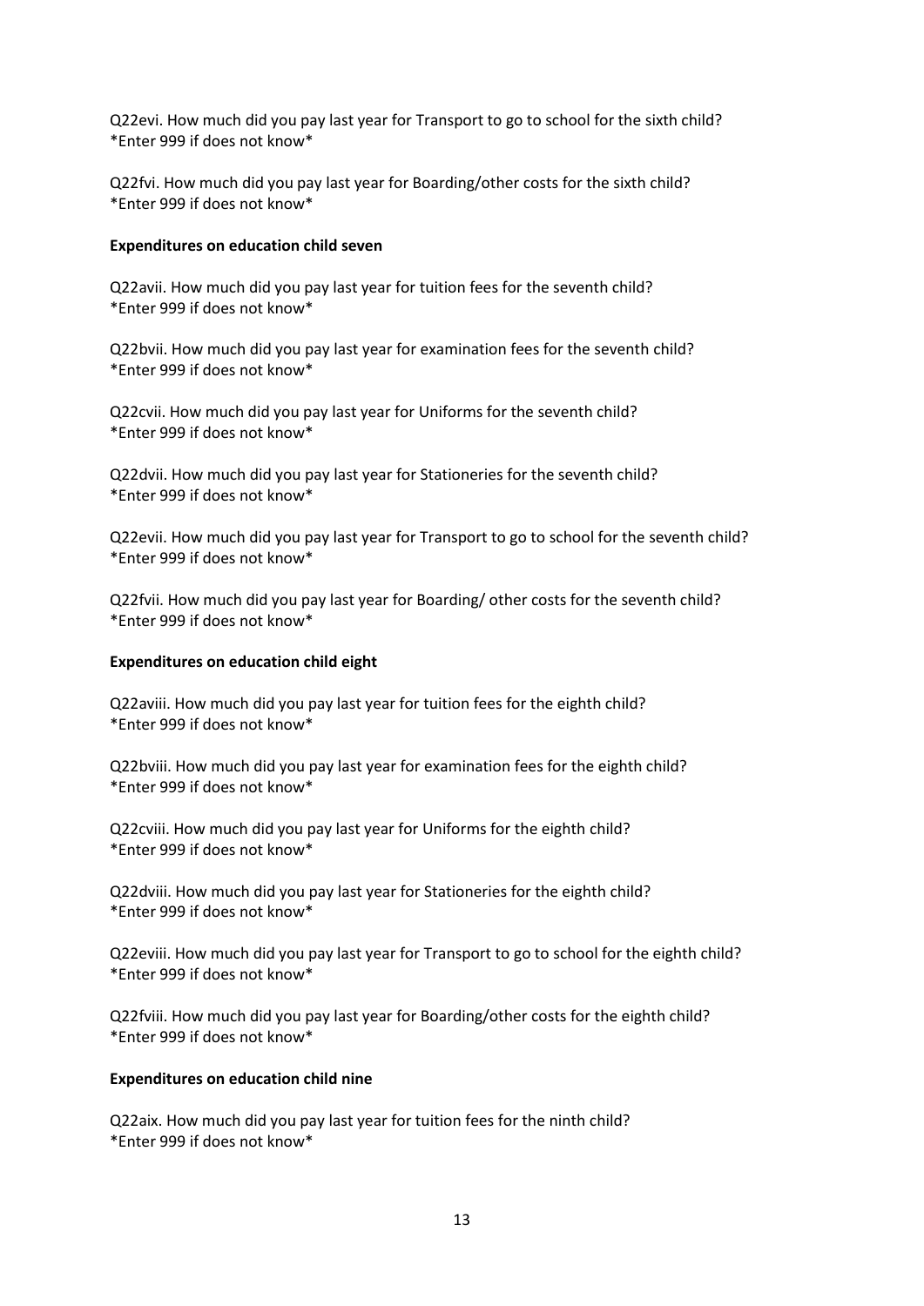Q22evi. How much did you pay last year for Transport to go to school for the sixth child?
*Enter 999 if does not know*

Q22fvi. How much did you pay last year for Boarding/other costs for the sixth child?
*Enter 999 if does not know*

**Expenditures on education child seven**

Q22avii. How much did you pay last year for tuition fees for the seventh child?
*Enter 999 if does not know*

Q22bvii. How much did you pay last year for examination fees for the seventh child?
*Enter 999 if does not know*

Q22cvii. How much did you pay last year for Uniforms for the seventh child?
*Enter 999 if does not know*

Q22dvii. How much did you pay last year for Stationeries for the seventh child?
*Enter 999 if does not know*

Q22evii. How much did you pay last year for Transport to go to school for the seventh child?
*Enter 999 if does not know*

Q22fvii. How much did you pay last year for Boarding/ other costs for the seventh child?
*Enter 999 if does not know*

**Expenditures on education child eight**

Q22aviii. How much did you pay last year for tuition fees for the eighth child?
*Enter 999 if does not know*

Q22bviii. How much did you pay last year for examination fees for the eighth child?
*Enter 999 if does not know*

Q22cviii. How much did you pay last year for Uniforms for the eighth child?
*Enter 999 if does not know*

Q22dviii. How much did you pay last year for Stationeries for the eighth child?
*Enter 999 if does not know*

Q22eviii. How much did you pay last year for Transport to go to school for the eighth child?
*Enter 999 if does not know*

Q22fviii. How much did you pay last year for Boarding/other costs for the eighth child?
*Enter 999 if does not know*

**Expenditures on education child nine**

Q22aix. How much did you pay last year for tuition fees for the ninth child?
*Enter 999 if does not know*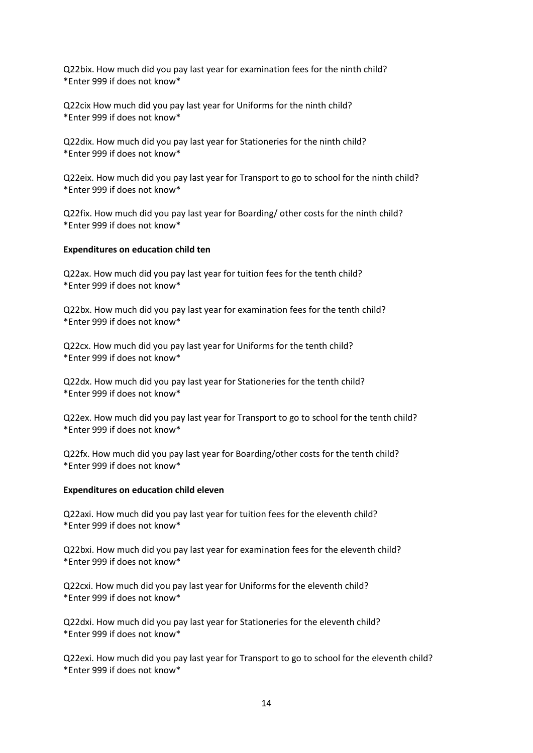Q22bix. How much did you pay last year for examination fees for the ninth child?
*Enter 999 if does not know*

Q22cix How much did you pay last year for Uniforms for the ninth child?
*Enter 999 if does not know*

Q22dix. How much did you pay last year for Stationeries for the ninth child?
*Enter 999 if does not know*

Q22eix. How much did you pay last year for Transport to go to school for the ninth child?
*Enter 999 if does not know*

Q22fix. How much did you pay last year for Boarding/ other costs for the ninth child?
*Enter 999 if does not know*

**Expenditures on education child ten**

Q22ax. How much did you pay last year for tuition fees for the tenth child?
*Enter 999 if does not know*

Q22bx. How much did you pay last year for examination fees for the tenth child?
*Enter 999 if does not know*

Q22cx. How much did you pay last year for Uniforms for the tenth child?
*Enter 999 if does not know*

Q22dx. How much did you pay last year for Stationeries for the tenth child?
*Enter 999 if does not know*

Q22ex. How much did you pay last year for Transport to go to school for the tenth child?
*Enter 999 if does not know*

Q22fx. How much did you pay last year for Boarding/other costs for the tenth child?
*Enter 999 if does not know*

**Expenditures on education child eleven**

Q22axi. How much did you pay last year for tuition fees for the eleventh child?
*Enter 999 if does not know*

Q22bxi. How much did you pay last year for examination fees for the eleventh child?
*Enter 999 if does not know*

Q22cxi. How much did you pay last year for Uniforms for the eleventh child?
*Enter 999 if does not know*

Q22dxi. How much did you pay last year for Stationeries for the eleventh child?
*Enter 999 if does not know*

Q22exi. How much did you pay last year for Transport to go to school for the eleventh child?
*Enter 999 if does not know*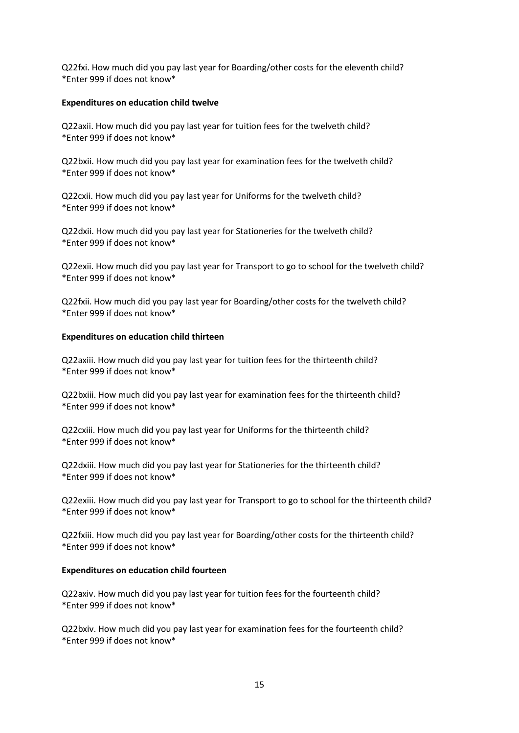Q22fxi. How much did you pay last year for Boarding/other costs for the eleventh child?
*Enter 999 if does not know*

**Expenditures on education child twelve**

Q22axii. How much did you pay last year for tuition fees for the twelveth child?
*Enter 999 if does not know*

Q22bxii. How much did you pay last year for examination fees for the twelveth child?
*Enter 999 if does not know*

Q22cxii. How much did you pay last year for Uniforms for the twelveth child?
*Enter 999 if does not know*

Q22dxii. How much did you pay last year for Stationeries for the twelveth child?
*Enter 999 if does not know*

Q22exii. How much did you pay last year for Transport to go to school for the twelveth child?
*Enter 999 if does not know*

Q22fxii. How much did you pay last year for Boarding/other costs for the twelveth child?
*Enter 999 if does not know*

**Expenditures on education child thirteen**

Q22axiii. How much did you pay last year for tuition fees for the thirteenth child?
*Enter 999 if does not know*

Q22bxiii. How much did you pay last year for examination fees for the thirteenth child?
*Enter 999 if does not know*

Q22cxiii. How much did you pay last year for Uniforms for the thirteenth child?
*Enter 999 if does not know*

Q22dxiii. How much did you pay last year for Stationeries for the thirteenth child?
*Enter 999 if does not know*

Q22exiii. How much did you pay last year for Transport to go to school for the thirteenth child?
*Enter 999 if does not know*

Q22fxiii. How much did you pay last year for Boarding/other costs for the thirteenth child?
*Enter 999 if does not know*

**Expenditures on education child fourteen**

Q22axiv. How much did you pay last year for tuition fees for the fourteenth child?
*Enter 999 if does not know*

Q22bxiv. How much did you pay last year for examination fees for the fourteenth child?
*Enter 999 if does not know*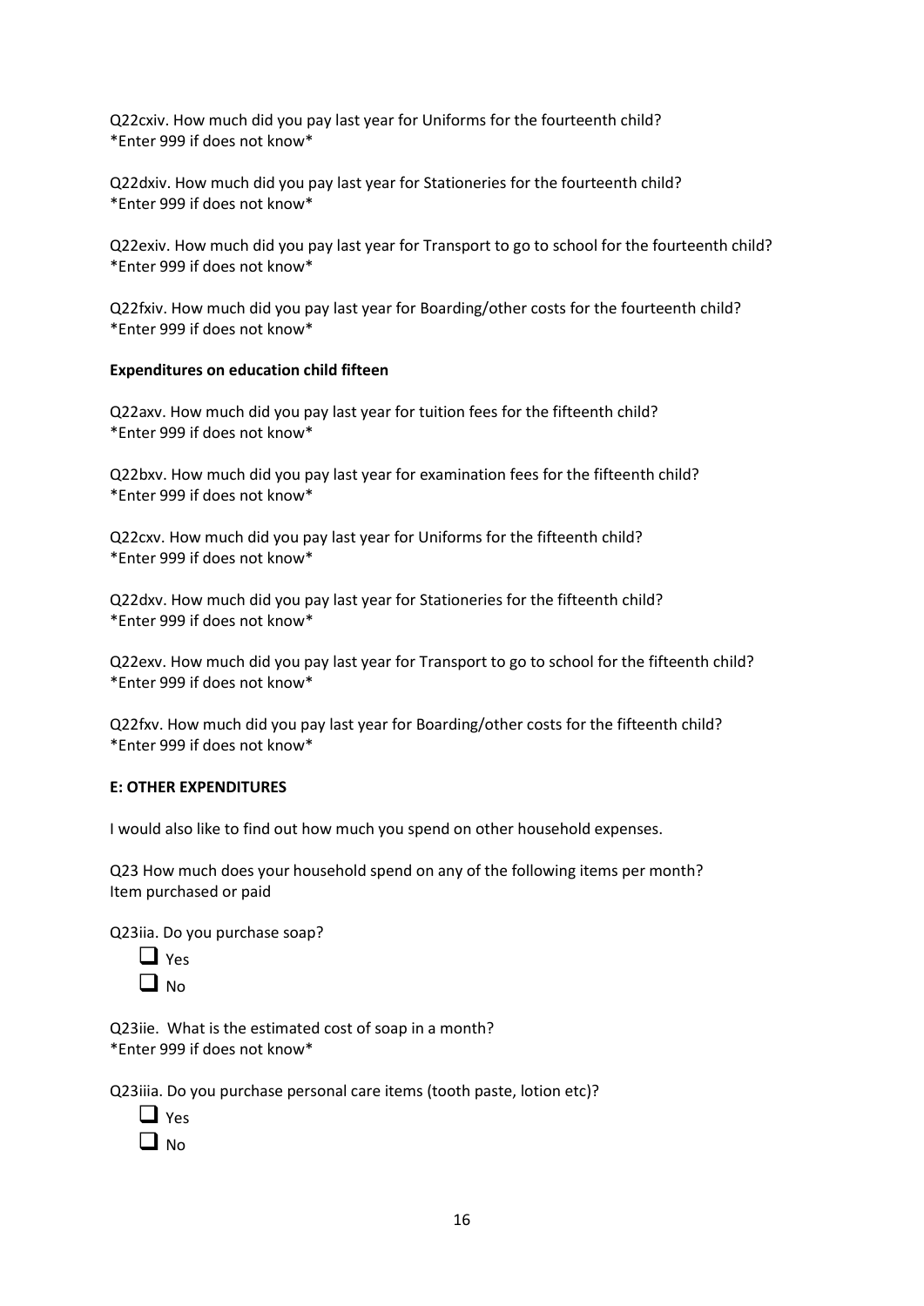Q22cxiv. How much did you pay last year for Uniforms for the fourteenth child?
*Enter 999 if does not know*

Q22dxiv. How much did you pay last year for Stationeries for the fourteenth child?
*Enter 999 if does not know*

Q22exiv. How much did you pay last year for Transport to go to school for the fourteenth child?
*Enter 999 if does not know*

Q22fxiv. How much did you pay last year for Boarding/other costs for the fourteenth child?
*Enter 999 if does not know*

**Expenditures on education child fifteen**

Q22axv. How much did you pay last year for tuition fees for the fifteenth child?
*Enter 999 if does not know*

Q22bxv. How much did you pay last year for examination fees for the fifteenth child?
*Enter 999 if does not know*

Q22cxv. How much did you pay last year for Uniforms for the fifteenth child?
*Enter 999 if does not know*

Q22dxv. How much did you pay last year for Stationeries for the fifteenth child?
*Enter 999 if does not know*

Q22exv. How much did you pay last year for Transport to go to school for the fifteenth child?
*Enter 999 if does not know*

Q22fxv. How much did you pay last year for Boarding/other costs for the fifteenth child?
*Enter 999 if does not know*

**E: OTHER EXPENDITURES**

I would also like to find out how much you spend on other household expenses.

Q23 How much does your household spend on any of the following items per month?
Item purchased or paid

Q23iia. Do you purchase soap?

- ☐ Yes
- ☐ No

Q23iie. What is the estimated cost of soap in a month?
*Enter 999 if does not know*

Q23iiia. Do you purchase personal care items (tooth paste, lotion etc)?

- ☐ Yes
- ☐ No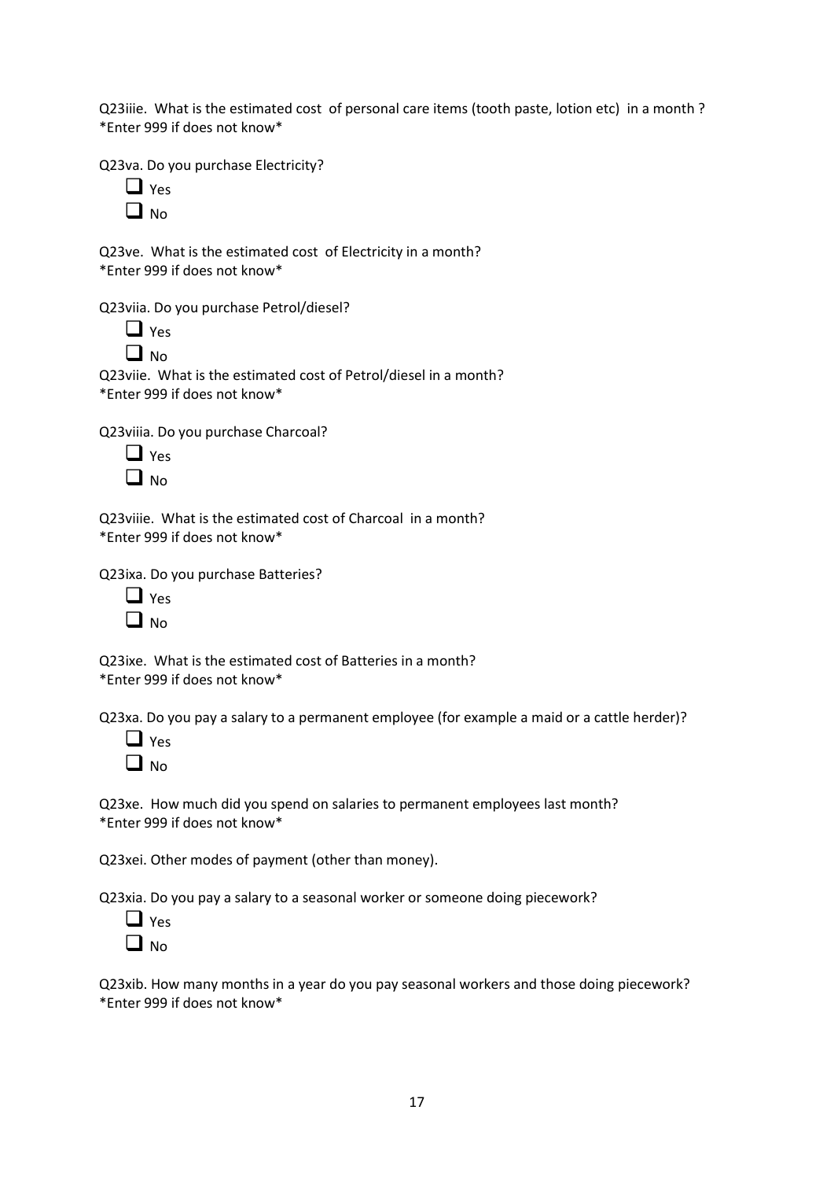Q23iiie. What is the estimated cost of personal care items (tooth paste, lotion etc) in a month ?
*Enter 999 if does not know*

Q23va. Do you purchase Electricity?

- [ ] Yes
- [ ] No

Q23ve. What is the estimated cost of Electricity in a month?
*Enter 999 if does not know*

Q23viia. Do you purchase Petrol/diesel?

- [ ] Yes
- [ ] No

Q23viie. What is the estimated cost of Petrol/diesel in a month?
*Enter 999 if does not know*

Q23viiia. Do you purchase Charcoal?

- [ ] Yes
- [ ] No

Q23viiie. What is the estimated cost of Charcoal in a month?
*Enter 999 if does not know*

Q23ixa. Do you purchase Batteries?

- [ ] Yes
- [ ] No

Q23ixe. What is the estimated cost of Batteries in a month?
*Enter 999 if does not know*

Q23xa. Do you pay a salary to a permanent employee (for example a maid or a cattle herder)?

- [ ] Yes
- [ ] No

Q23xe. How much did you spend on salaries to permanent employees last month?
*Enter 999 if does not know*

Q23xei. Other modes of payment (other than money).

Q23xia. Do you pay a salary to a seasonal worker or someone doing piecework?

- [ ] Yes
- [ ] No

Q23xib. How many months in a year do you pay seasonal workers and those doing piecework?
*Enter 999 if does not know*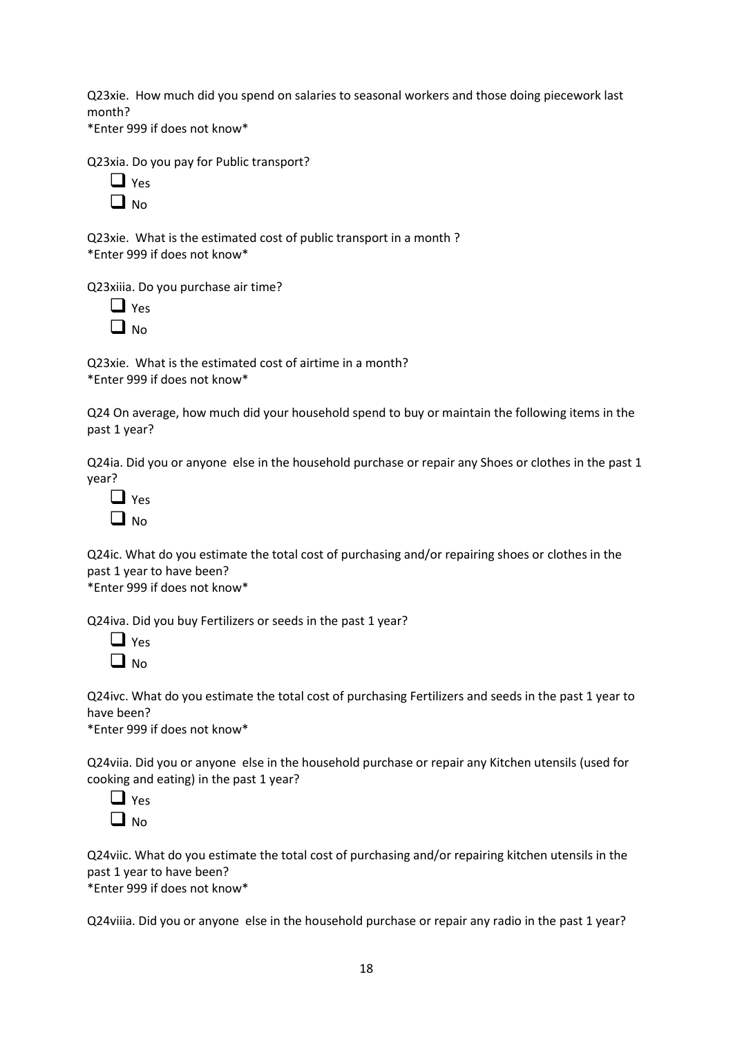Q23xie. How much did you spend on salaries to seasonal workers and those doing piecework last month?
*Enter 999 if does not know*

Q23xia. Do you pay for Public transport?

- ☐ Yes
- ☐ No

Q23xie. What is the estimated cost of public transport in a month ?
*Enter 999 if does not know*

Q23xiiia. Do you purchase air time?

- ☐ Yes
- ☐ No

Q23xie. What is the estimated cost of airtime in a month?
*Enter 999 if does not know*

Q24 On average, how much did your household spend to buy or maintain the following items in the past 1 year?

Q24ia. Did you or anyone else in the household purchase or repair any Shoes or clothes in the past 1 year?

- ☐ Yes
- ☐ No

Q24ic. What do you estimate the total cost of purchasing and/or repairing shoes or clothes in the past 1 year to have been?
*Enter 999 if does not know*

Q24iva. Did you buy Fertilizers or seeds in the past 1 year?

- ☐ Yes
- ☐ No

Q24ivc. What do you estimate the total cost of purchasing Fertilizers and seeds in the past 1 year to have been?
*Enter 999 if does not know*

Q24viia. Did you or anyone else in the household purchase or repair any Kitchen utensils (used for cooking and eating) in the past 1 year?

- ☐ Yes
- ☐ No

Q24viic. What do you estimate the total cost of purchasing and/or repairing kitchen utensils in the past 1 year to have been?
*Enter 999 if does not know*

Q24viiia. Did you or anyone else in the household purchase or repair any radio in the past 1 year?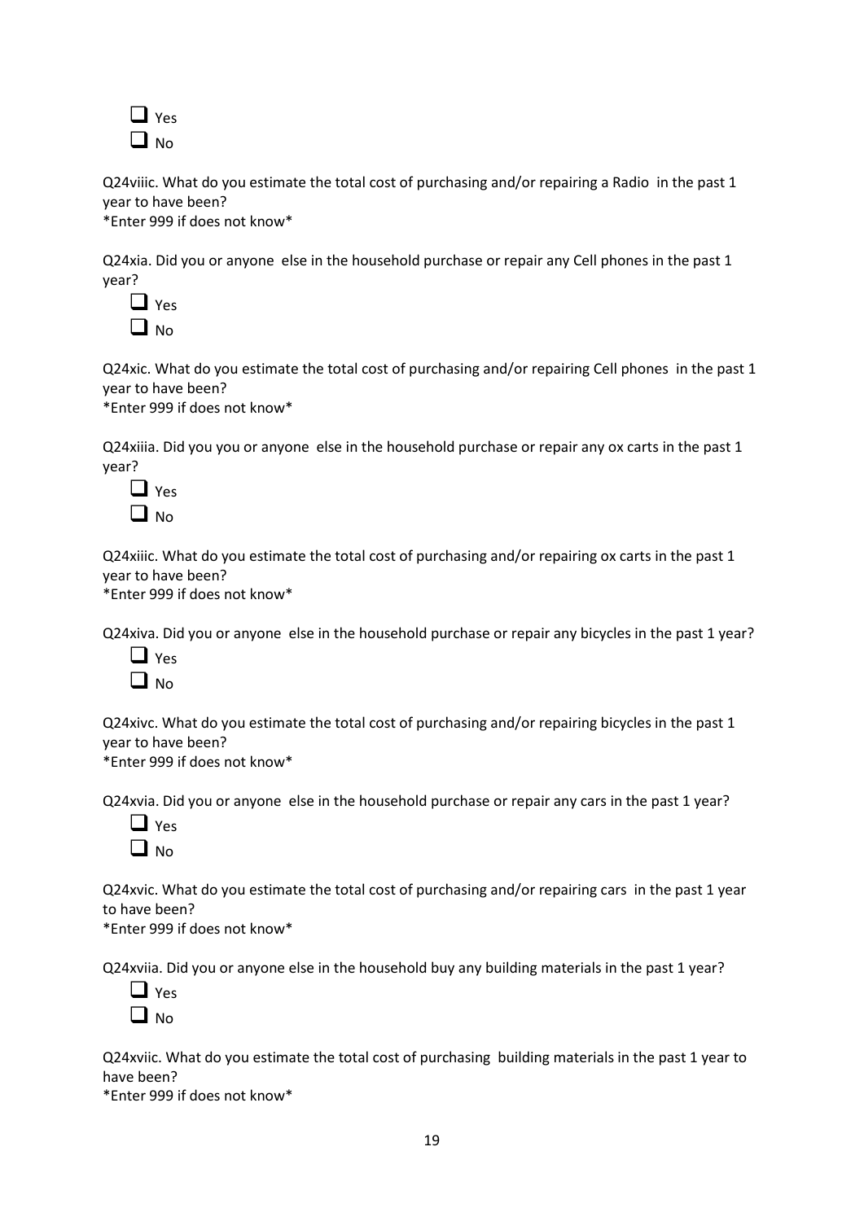- ☐ Yes
- ☐ No

Q24viiic. What do you estimate the total cost of purchasing and/or repairing a Radio in the past 1 year to have been?
*Enter 999 if does not know*

Q24xia. Did you or anyone else in the household purchase or repair any Cell phones in the past 1 year?

- ☐ Yes
- ☐ No

Q24xic. What do you estimate the total cost of purchasing and/or repairing Cell phones in the past 1 year to have been?
*Enter 999 if does not know*

Q24xiiia. Did you you or anyone else in the household purchase or repair any ox carts in the past 1 year?

- ☐ Yes
- ☐ No

Q24xiiic. What do you estimate the total cost of purchasing and/or repairing ox carts in the past 1 year to have been?
*Enter 999 if does not know*

Q24xiva. Did you or anyone else in the household purchase or repair any bicycles in the past 1 year?

- ☐ Yes
- ☐ No

Q24xivc. What do you estimate the total cost of purchasing and/or repairing bicycles in the past 1 year to have been?
*Enter 999 if does not know*

Q24xvia. Did you or anyone else in the household purchase or repair any cars in the past 1 year?

- ☐ Yes
- ☐ No

Q24xvic. What do you estimate the total cost of purchasing and/or repairing cars in the past 1 year to have been?
*Enter 999 if does not know*

Q24xviia. Did you or anyone else in the household buy any building materials in the past 1 year?

- ☐ Yes
- ☐ No

Q24xviic. What do you estimate the total cost of purchasing building materials in the past 1 year to have been?
*Enter 999 if does not know*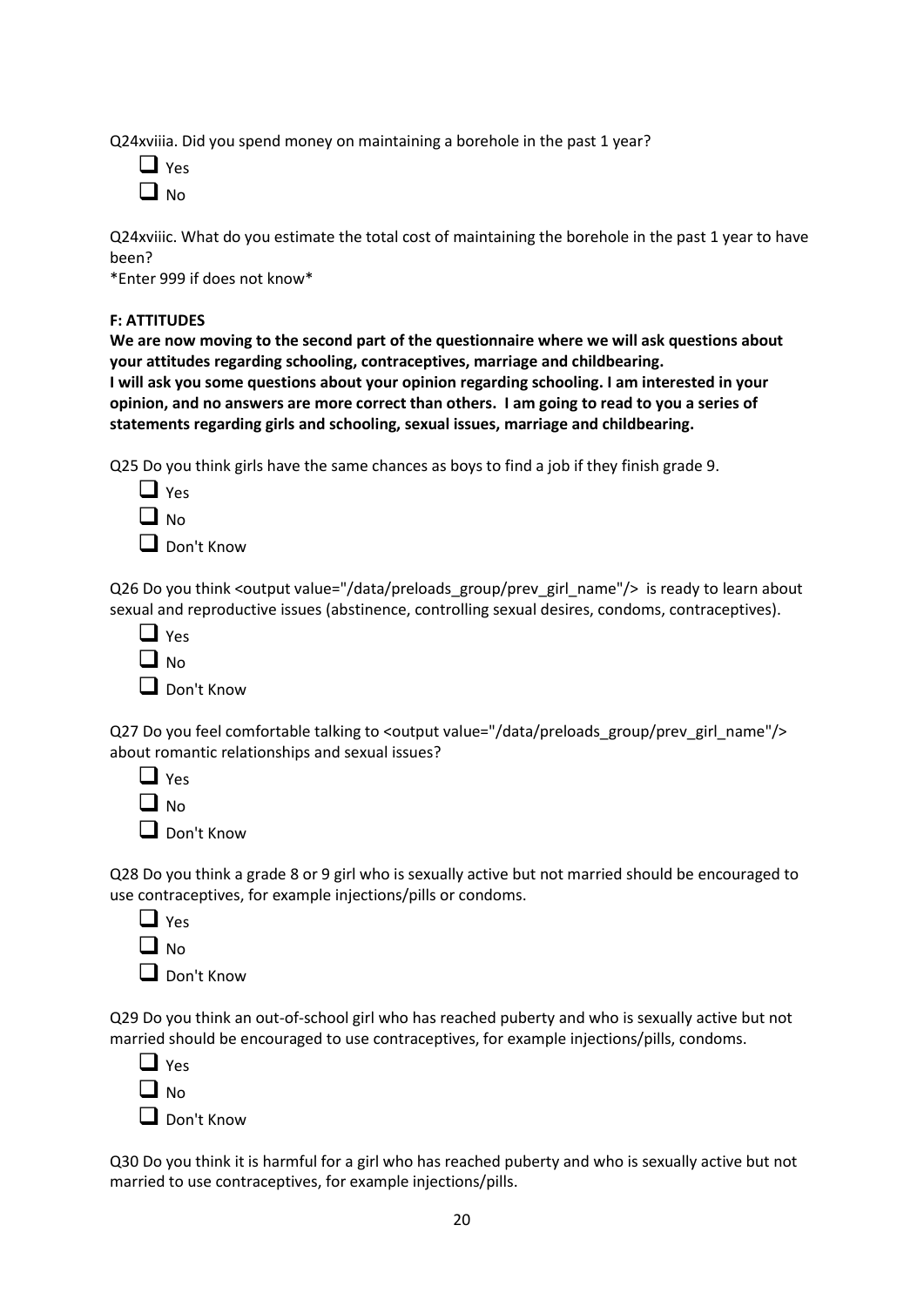Q24xviiia. Did you spend money on maintaining a borehole in the past 1 year?

- ☐ Yes
- ☐ No

Q24xviiic. What do you estimate the total cost of maintaining the borehole in the past 1 year to have been?

*Enter 999 if does not know*

**F: ATTITUDES**

**We are now moving to the second part of the questionnaire where we will ask questions about your attitudes regarding schooling, contraceptives, marriage and childbearing.**

**I will ask you some questions about your opinion regarding schooling. I am interested in your opinion, and no answers are more correct than others. I am going to read to you a series of statements regarding girls and schooling, sexual issues, marriage and childbearing.**

Q25 Do you think girls have the same chances as boys to find a job if they finish grade 9.

- ☐ Yes
- ☐ No
- ☐ Don't Know

Q26 Do you think <output value="/data/preloads_group/prev_girl_name"/> is ready to learn about sexual and reproductive issues (abstinence, controlling sexual desires, condoms, contraceptives).

- ☐ Yes
- ☐ No
- ☐ Don't Know

Q27 Do you feel comfortable talking to <output value="/data/preloads_group/prev_girl_name"/> about romantic relationships and sexual issues?

- ☐ Yes
- ☐ No
- ☐ Don't Know

Q28 Do you think a grade 8 or 9 girl who is sexually active but not married should be encouraged to use contraceptives, for example injections/pills or condoms.

- ☐ Yes
- ☐ No
- ☐ Don't Know

Q29 Do you think an out-of-school girl who has reached puberty and who is sexually active but not married should be encouraged to use contraceptives, for example injections/pills, condoms.

- ☐ Yes
- ☐ No
- ☐ Don't Know

Q30 Do you think it is harmful for a girl who has reached puberty and who is sexually active but not married to use contraceptives, for example injections/pills.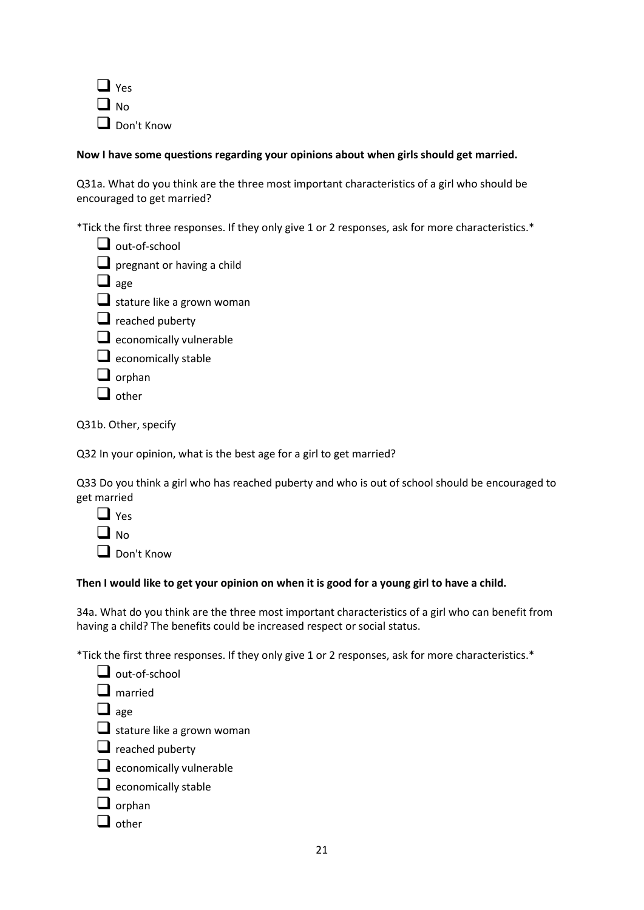- ☐ Yes
- ☐ No
- ☐ Don't Know

**Now I have some questions regarding your opinions about when girls should get married.**

Q31a. What do you think are the three most important characteristics of a girl who should be encouraged to get married?

*Tick the first three responses. If they only give 1 or 2 responses, ask for more characteristics.*

- ☐ out-of-school
- ☐ pregnant or having a child
- ☐ age
- ☐ stature like a grown woman
- ☐ reached puberty
- ☐ economically vulnerable
- ☐ economically stable
- ☐ orphan
- ☐ other

Q31b. Other, specify

Q32 In your opinion, what is the best age for a girl to get married?

Q33 Do you think a girl who has reached puberty and who is out of school should be encouraged to get married

- ☐ Yes
- ☐ No
- ☐ Don't Know

**Then I would like to get your opinion on when it is good for a young girl to have a child.**

34a. What do you think are the three most important characteristics of a girl who can benefit from having a child? The benefits could be increased respect or social status.

*Tick the first three responses. If they only give 1 or 2 responses, ask for more characteristics.*

- ☐ out-of-school
- ☐ married
- ☐ age
- ☐ stature like a grown woman
- ☐ reached puberty
- ☐ economically vulnerable
- ☐ economically stable
- ☐ orphan
- ☐ other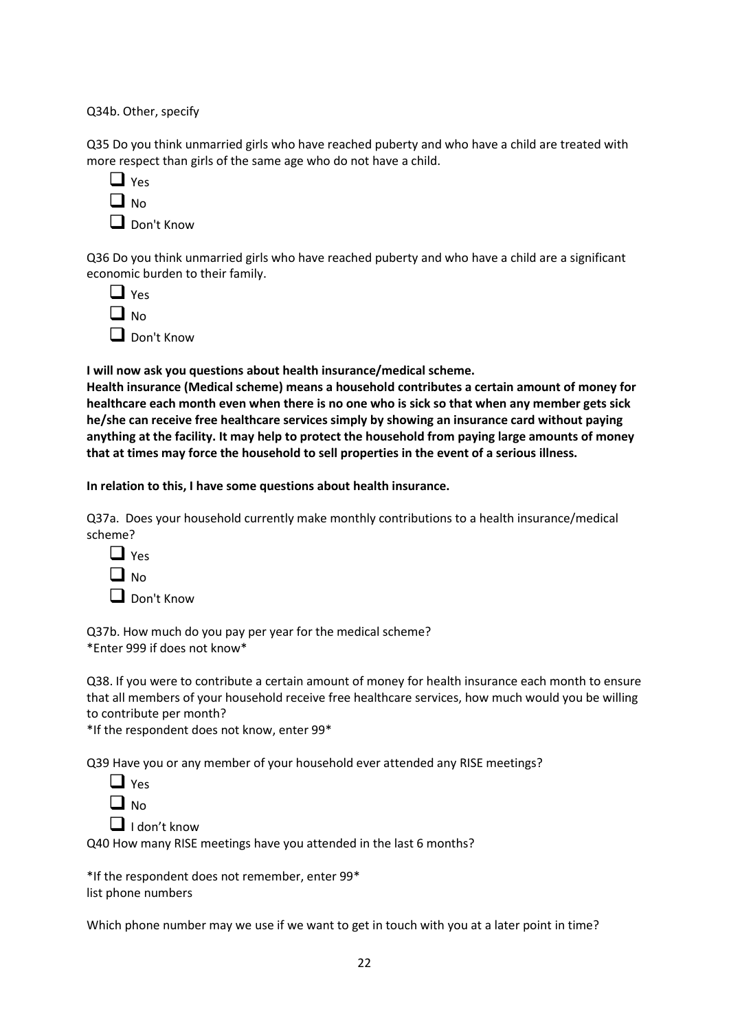Q34b. Other, specify

Q35 Do you think unmarried girls who have reached puberty and who have a child are treated with more respect than girls of the same age who do not have a child.

- ☐ Yes
- ☐ No
- ☐ Don't Know

Q36 Do you think unmarried girls who have reached puberty and who have a child are a significant economic burden to their family.

- ☐ Yes
- ☐ No
- ☐ Don't Know

**I will now ask you questions about health insurance/medical scheme.**
**Health insurance (Medical scheme) means a household contributes a certain amount of money for healthcare each month even when there is no one who is sick so that when any member gets sick he/she can receive free healthcare services simply by showing an insurance card without paying anything at the facility. It may help to protect the household from paying large amounts of money that at times may force the household to sell properties in the event of a serious illness.**

**In relation to this, I have some questions about health insurance.**

Q37a. Does your household currently make monthly contributions to a health insurance/medical scheme?

- ☐ Yes
- ☐ No
- ☐ Don't Know

Q37b. How much do you pay per year for the medical scheme?
*Enter 999 if does not know*

Q38. If you were to contribute a certain amount of money for health insurance each month to ensure that all members of your household receive free healthcare services, how much would you be willing to contribute per month?
*If the respondent does not know, enter 99*

Q39 Have you or any member of your household ever attended any RISE meetings?

- ☐ Yes
- ☐ No
- ☐ I don't know

Q40 How many RISE meetings have you attended in the last 6 months?

*If the respondent does not remember, enter 99*
list phone numbers

Which phone number may we use if we want to get in touch with you at a later point in time?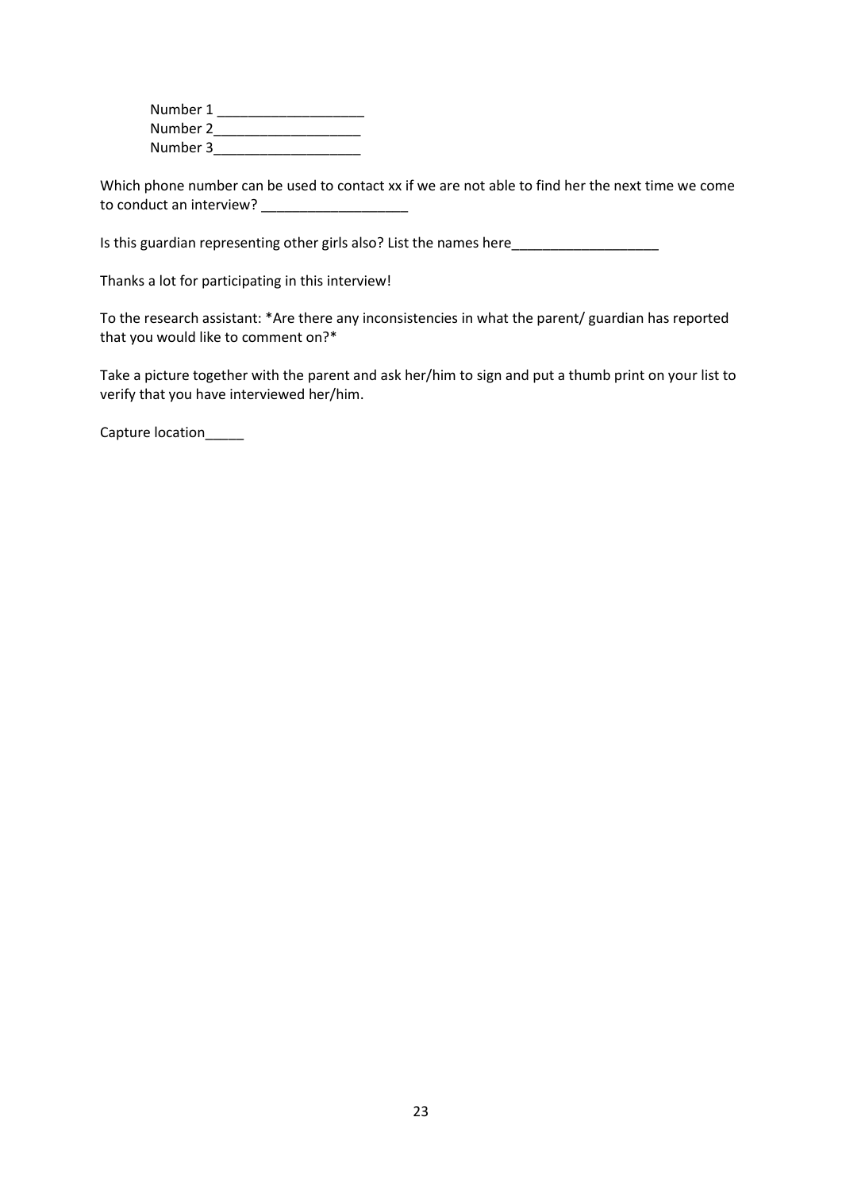Number 1 ___________________
Number 2___________________
Number 3___________________

Which phone number can be used to contact xx if we are not able to find her the next time we come to conduct an interview? ___________________

Is this guardian representing other girls also? List the names here___________________

Thanks a lot for participating in this interview!

To the research assistant: *Are there any inconsistencies in what the parent/ guardian has reported that you would like to comment on?*

Take a picture together with the parent and ask her/him to sign and put a thumb print on your list to verify that you have interviewed her/him.

Capture location_____